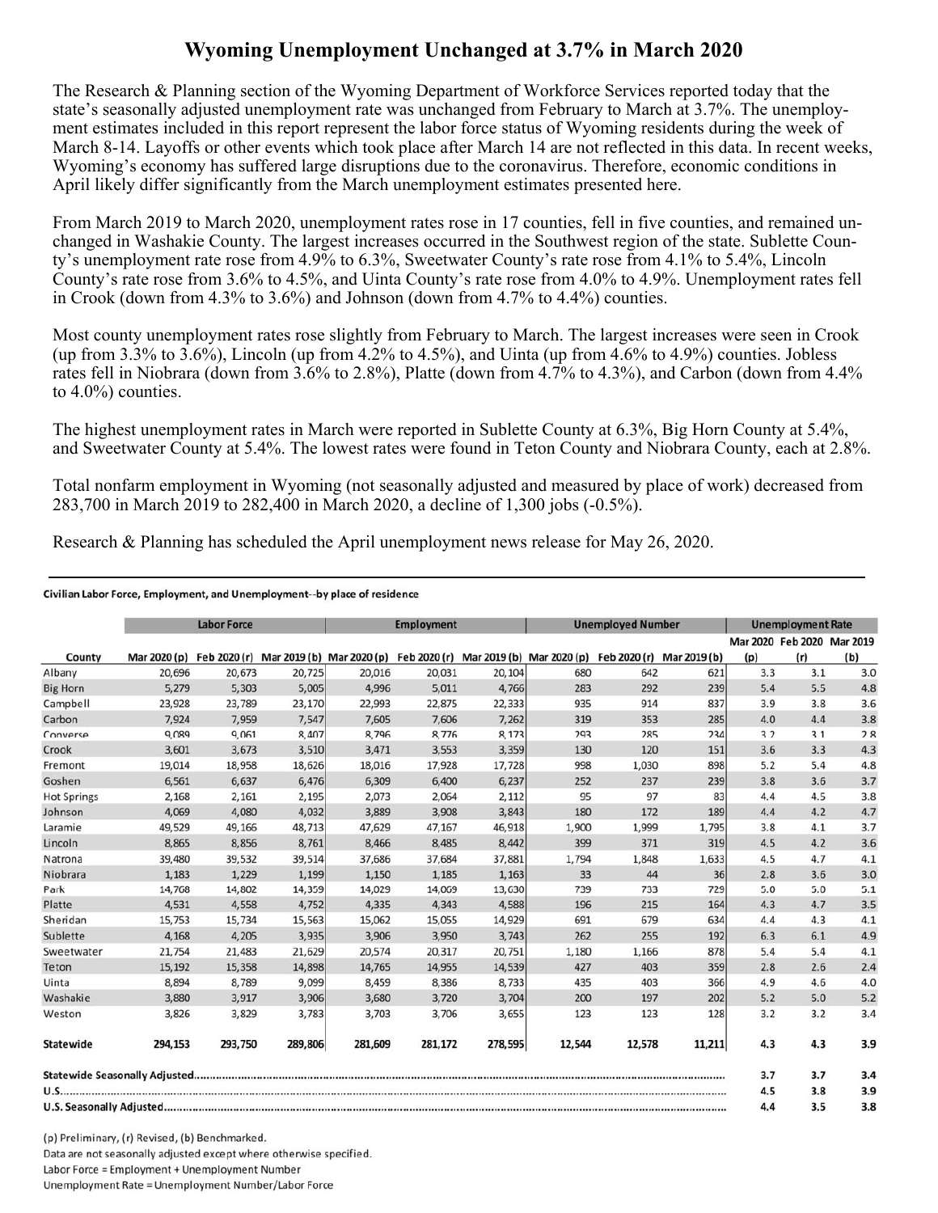# Wyoming Unemployment Unchanged at 3.7% in March 2020

The Research & Planning section of the Wyoming Department of Workforce Services reported today that the state's seasonally adjusted unemployment rate was unchanged from February to March at 3.7%. The unemployment estimates included in this report represent the labor force status of Wyoming residents during the week of March 8-14. Layoffs or other events which took place after March 14 are not reflected in this data. In recent weeks, Wyoming's economy has suffered large disruptions due to the coronavirus. Therefore, economic conditions in April likely differ significantly from the March unemployment estimates presented here.

From March 2019 to March 2020, unemployment rates rose in 17 counties, fell in five counties, and remained unchanged in Washakie County. The largest increases occurred in the Southwest region of the state. Sublette County's unemployment rate rose from 4.9% to 6.3%, Sweetwater County's rate rose from 4.1% to 5.4%, Lincoln County's rate rose from 3.6% to 4.5%, and Uinta County's rate rose from 4.0% to 4.9%. Unemployment rates fell in Crook (down from 4.3% to 3.6%) and Johnson (down from 4.7% to 4.4%) counties.

Most county unemployment rates rose slightly from February to March. The largest increases were seen in Crook (up from 3.3% to 3.6%), Lincoln (up from 4.2% to 4.5%), and Uinta (up from 4.6% to 4.9%) counties. Jobless rates fell in Niobrara (down from 3.6% to 2.8%), Platte (down from 4.7% to 4.3%), and Carbon (down from 4.4% to 4.0%) counties.

The highest unemployment rates in March were reported in Sublette County at 6.3%, Big Horn County at 5.4%, and Sweetwater County at 5.4%. The lowest rates were found in Teton County and Niobrara County, each at 2.8%.

Total nonfarm employment in Wyoming (not seasonally adjusted and measured by place of work) decreased from 283,700 in March 2019 to 282,400 in March 2020, a decline of 1,300 jobs (-0.5%).

Research & Planning has scheduled the April unemployment news release for May 26, 2020.

**Civilian Labor Force, Employment, and Unemployment--by place of residence**

| | Labor Force | | | Employment | | | Unemployed Number | | | Unemployment Rate | | |
|---|---|---|---|---|---|---|---|---|---|---|---|---|
| County | Mar 2020 (p) | Feb 2020 (r) | Mar 2019 (b) | Mar 2020 (p) | Feb 2020 (r) | Mar 2019 (b) | Mar 2020 (p) | Feb 2020 (r) | Mar 2019 (b) | Mar 2020 (p) | Feb 2020 (r) | Mar 2019 (b) |
| Albany | 20,696 | 20,673 | 20,725 | 20,016 | 20,031 | 20,104 | 680 | 642 | 621 | 3.3 | 3.1 | 3.0 |
| Big Horn | 5,279 | 5,303 | 5,005 | 4,996 | 5,011 | 4,766 | 283 | 292 | 239 | 5.4 | 5.5 | 4.8 |
| Campbell | 23,928 | 23,789 | 23,170 | 22,993 | 22,875 | 22,333 | 935 | 914 | 837 | 3.9 | 3.8 | 3.6 |
| Carbon | 7,924 | 7,959 | 7,547 | 7,605 | 7,606 | 7,262 | 319 | 353 | 285 | 4.0 | 4.4 | 3.8 |
| Converse | 9,089 | 9,061 | 8,407 | 8,796 | 8,776 | 8,173 | 293 | 285 | 234 | 3.2 | 3.1 | 2.8 |
| Crook | 3,601 | 3,673 | 3,510 | 3,471 | 3,553 | 3,359 | 130 | 120 | 151 | 3.6 | 3.3 | 4.3 |
| Fremont | 19,014 | 18,958 | 18,626 | 18,016 | 17,928 | 17,728 | 998 | 1,030 | 898 | 5.2 | 5.4 | 4.8 |
| Goshen | 6,561 | 6,637 | 6,476 | 6,309 | 6,400 | 6,237 | 252 | 237 | 239 | 3.8 | 3.6 | 3.7 |
| Hot Springs | 2,168 | 2,161 | 2,195 | 2,073 | 2,064 | 2,112 | 95 | 97 | 83 | 4.4 | 4.5 | 3.8 |
| Johnson | 4,069 | 4,080 | 4,032 | 3,889 | 3,908 | 3,843 | 180 | 172 | 189 | 4.4 | 4.2 | 4.7 |
| Laramie | 49,529 | 49,166 | 48,713 | 47,629 | 47,167 | 46,918 | 1,900 | 1,999 | 1,795 | 3.8 | 4.1 | 3.7 |
| Lincoln | 8,865 | 8,856 | 8,761 | 8,466 | 8,485 | 8,442 | 399 | 371 | 319 | 4.5 | 4.2 | 3.6 |
| Natrona | 39,480 | 39,532 | 39,514 | 37,686 | 37,684 | 37,881 | 1,794 | 1,848 | 1,633 | 4.5 | 4.7 | 4.1 |
| Niobrara | 1,183 | 1,229 | 1,199 | 1,150 | 1,185 | 1,163 | 33 | 44 | 36 | 2.8 | 3.6 | 3.0 |
| Park | 14,768 | 14,802 | 14,359 | 14,029 | 14,069 | 13,630 | 739 | 733 | 729 | 5.0 | 5.0 | 5.1 |
| Platte | 4,531 | 4,558 | 4,752 | 4,335 | 4,343 | 4,588 | 196 | 215 | 164 | 4.3 | 4.7 | 3.5 |
| Sheridan | 15,753 | 15,734 | 15,563 | 15,062 | 15,055 | 14,929 | 691 | 679 | 634 | 4.4 | 4.3 | 4.1 |
| Sublette | 4,168 | 4,205 | 3,935 | 3,906 | 3,950 | 3,743 | 262 | 255 | 192 | 6.3 | 6.1 | 4.9 |
| Sweetwater | 21,754 | 21,483 | 21,629 | 20,574 | 20,317 | 20,751 | 1,180 | 1,166 | 878 | 5.4 | 5.4 | 4.1 |
| Teton | 15,192 | 15,358 | 14,898 | 14,765 | 14,955 | 14,539 | 427 | 403 | 359 | 2.8 | 2.6 | 2.4 |
| Uinta | 8,894 | 8,789 | 9,099 | 8,459 | 8,386 | 8,733 | 435 | 403 | 366 | 4.9 | 4.6 | 4.0 |
| Washakie | 3,880 | 3,917 | 3,906 | 3,680 | 3,720 | 3,704 | 200 | 197 | 202 | 5.2 | 5.0 | 5.2 |
| Weston | 3,826 | 3,829 | 3,783 | 3,703 | 3,706 | 3,655 | 123 | 123 | 128 | 3.2 | 3.2 | 3.4 |
| **Statewide** | **294,153** | **293,750** | **289,806** | **281,609** | **281,172** | **278,595** | **12,544** | **12,578** | **11,211** | **4.3** | **4.3** | **3.9** |
| **Statewide Seasonally Adjusted** | | | | | | | | | | **3.7** | **3.7** | **3.4** |
| **U.S.** | | | | | | | | | | **4.5** | **3.8** | **3.9** |
| **U.S. Seasonally Adjusted** | | | | | | | | | | **4.4** | **3.5** | **3.8** |

(p) Preliminary, (r) Revised, (b) Benchmarked.
Data are not seasonally adjusted except where otherwise specified.
Labor Force = Employment + Unemployment Number
Unemployment Rate = Unemployment Number/Labor Force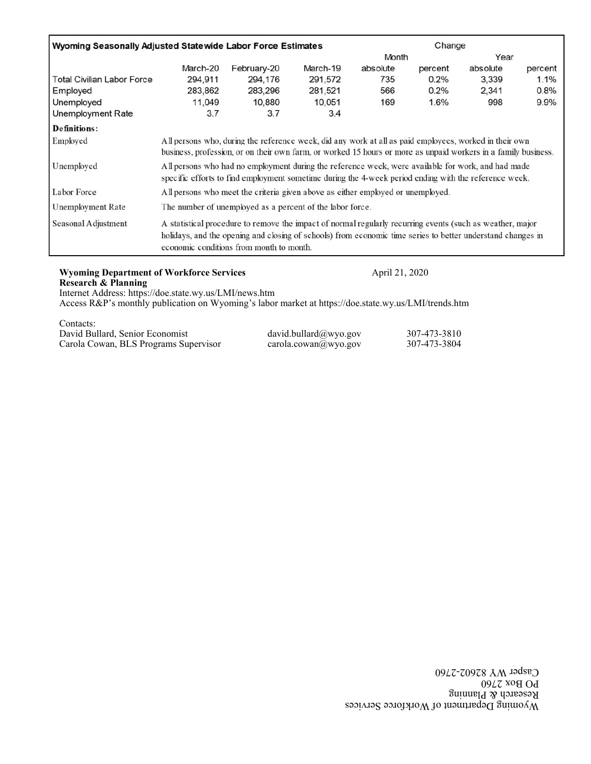| Wyoming Seasonally Adjusted Statewide Labor Force Estimates | | | | Change | | | |
|---|---|---|---|---|---|---|---|
| | | | | Month | | Year | |
| | March-20 | February-20 | March-19 | absolute | percent | absolute | percent |
| Total Civilian Labor Force | 294,911 | 294,176 | 291,572 | 735 | 0.2% | 3,339 | 1.1% |
| Employed | 283,862 | 283,296 | 281,521 | 566 | 0.2% | 2,341 | 0.8% |
| Unemployed | 11,049 | 10,880 | 10,051 | 169 | 1.6% | 998 | 9.9% |
| Unemployment Rate | 3.7 | 3.7 | 3.4 | | | | |

**Definitions:**

| | |
|---|---|
| Employed | All persons who, during the reference week, did any work at all as paid employees, worked in their own business, profession, or on their own farm, or worked 15 hours or more as unpaid workers in a family business. |
| Unemployed | All persons who had no employment during the reference week, were available for work, and had made specific efforts to find employment sometime during the 4-week period ending with the reference week. |
| Labor Force | All persons who meet the criteria given above as either employed or unemployed. |
| Unemployment Rate | The number of unemployed as a percent of the labor force. |
| Seasonal Adjustment | A statistical procedure to remove the impact of normal regularly recurring events (such as weather, major holidays, and the opening and closing of schools) from economic time series to better understand changes in economic conditions from month to month. |

**Wyoming Department of Workforce Services**
**Research & Planning**

April 21, 2020

Internet Address: https://doe.state.wy.us/LMI/news.htm
Access R&P's monthly publication on Wyoming's labor market at https://doe.state.wy.us/LMI/trends.htm

Contacts:

| | | |
|---|---|---|
| David Bullard, Senior Economist | david.bullard@wyo.gov | 307-473-3810 |
| Carola Cowan, BLS Programs Supervisor | carola.cowan@wyo.gov | 307-473-3804 |

Wyoming Department of Workforce Services
Research & Planning
PO Box 2760
Casper WY 82602-2760